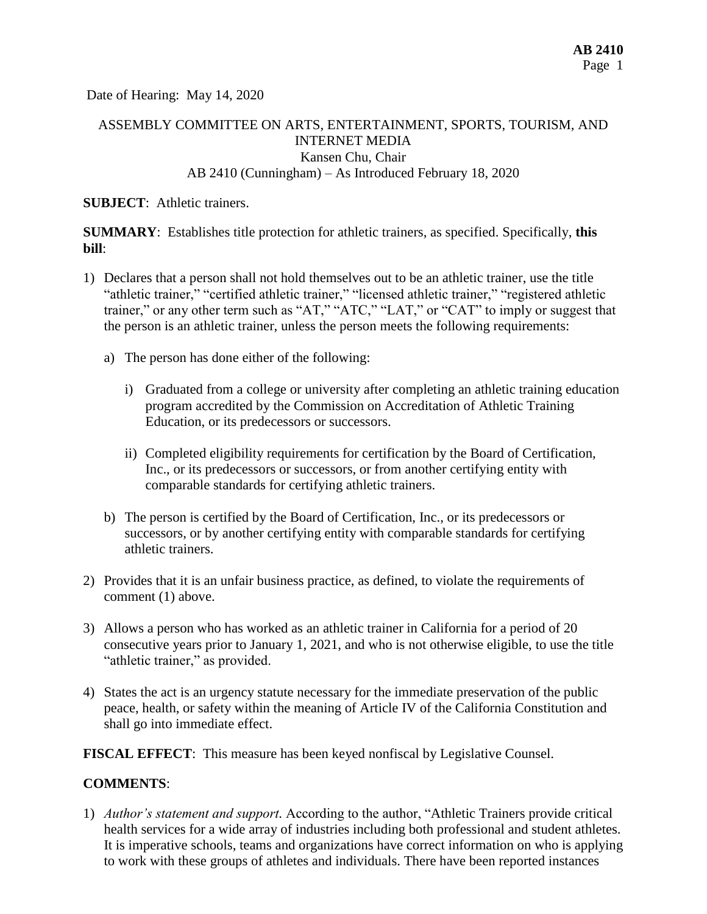Date of Hearing: May 14, 2020

ASSEMBLY COMMITTEE ON ARTS, ENTERTAINMENT, SPORTS, TOURISM, AND INTERNET MEDIA
Kansen Chu, Chair
AB 2410 (Cunningham) – As Introduced February 18, 2020

**SUBJECT**: Athletic trainers.

**SUMMARY**: Establishes title protection for athletic trainers, as specified. Specifically, **this bill**:

1) Declares that a person shall not hold themselves out to be an athletic trainer, use the title "athletic trainer," "certified athletic trainer," "licensed athletic trainer," "registered athletic trainer," or any other term such as "AT," "ATC," "LAT," or "CAT" to imply or suggest that the person is an athletic trainer, unless the person meets the following requirements:

   a) The person has done either of the following:

      i) Graduated from a college or university after completing an athletic training education program accredited by the Commission on Accreditation of Athletic Training Education, or its predecessors or successors.

      ii) Completed eligibility requirements for certification by the Board of Certification, Inc., or its predecessors or successors, or from another certifying entity with comparable standards for certifying athletic trainers.

   b) The person is certified by the Board of Certification, Inc., or its predecessors or successors, or by another certifying entity with comparable standards for certifying athletic trainers.

2) Provides that it is an unfair business practice, as defined, to violate the requirements of comment (1) above.

3) Allows a person who has worked as an athletic trainer in California for a period of 20 consecutive years prior to January 1, 2021, and who is not otherwise eligible, to use the title "athletic trainer," as provided.

4) States the act is an urgency statute necessary for the immediate preservation of the public peace, health, or safety within the meaning of Article IV of the California Constitution and shall go into immediate effect.

**FISCAL EFFECT**: This measure has been keyed nonfiscal by Legislative Counsel.

**COMMENTS**:

1) *Author's statement and support*. According to the author, "Athletic Trainers provide critical health services for a wide array of industries including both professional and student athletes. It is imperative schools, teams and organizations have correct information on who is applying to work with these groups of athletes and individuals. There have been reported instances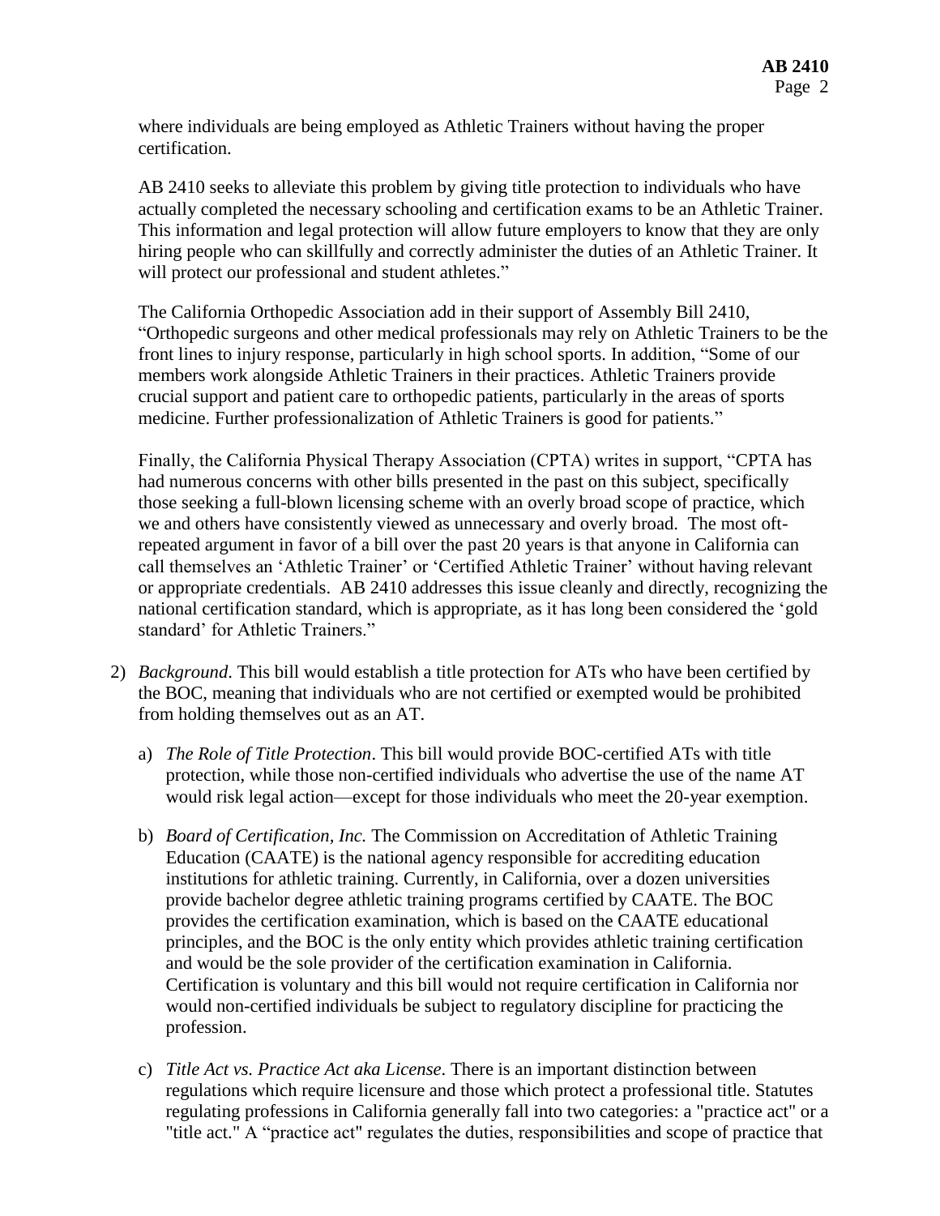where individuals are being employed as Athletic Trainers without having the proper certification.

AB 2410 seeks to alleviate this problem by giving title protection to individuals who have actually completed the necessary schooling and certification exams to be an Athletic Trainer. This information and legal protection will allow future employers to know that they are only hiring people who can skillfully and correctly administer the duties of an Athletic Trainer. It will protect our professional and student athletes."

The California Orthopedic Association add in their support of Assembly Bill 2410, "Orthopedic surgeons and other medical professionals may rely on Athletic Trainers to be the front lines to injury response, particularly in high school sports. In addition, "Some of our members work alongside Athletic Trainers in their practices. Athletic Trainers provide crucial support and patient care to orthopedic patients, particularly in the areas of sports medicine. Further professionalization of Athletic Trainers is good for patients."

Finally, the California Physical Therapy Association (CPTA) writes in support, "CPTA has had numerous concerns with other bills presented in the past on this subject, specifically those seeking a full-blown licensing scheme with an overly broad scope of practice, which we and others have consistently viewed as unnecessary and overly broad. The most oft-repeated argument in favor of a bill over the past 20 years is that anyone in California can call themselves an 'Athletic Trainer' or 'Certified Athletic Trainer' without having relevant or appropriate credentials. AB 2410 addresses this issue cleanly and directly, recognizing the national certification standard, which is appropriate, as it has long been considered the 'gold standard' for Athletic Trainers."

2) *Background*. This bill would establish a title protection for ATs who have been certified by the BOC, meaning that individuals who are not certified or exempted would be prohibited from holding themselves out as an AT.

   a) *The Role of Title Protection*. This bill would provide BOC-certified ATs with title protection, while those non-certified individuals who advertise the use of the name AT would risk legal action—except for those individuals who meet the 20-year exemption.

   b) *Board of Certification, Inc.* The Commission on Accreditation of Athletic Training Education (CAATE) is the national agency responsible for accrediting education institutions for athletic training. Currently, in California, over a dozen universities provide bachelor degree athletic training programs certified by CAATE. The BOC provides the certification examination, which is based on the CAATE educational principles, and the BOC is the only entity which provides athletic training certification and would be the sole provider of the certification examination in California. Certification is voluntary and this bill would not require certification in California nor would non-certified individuals be subject to regulatory discipline for practicing the profession.

   c) *Title Act vs. Practice Act aka License*. There is an important distinction between regulations which require licensure and those which protect a professional title. Statutes regulating professions in California generally fall into two categories: a "practice act" or a "title act." A "practice act" regulates the duties, responsibilities and scope of practice that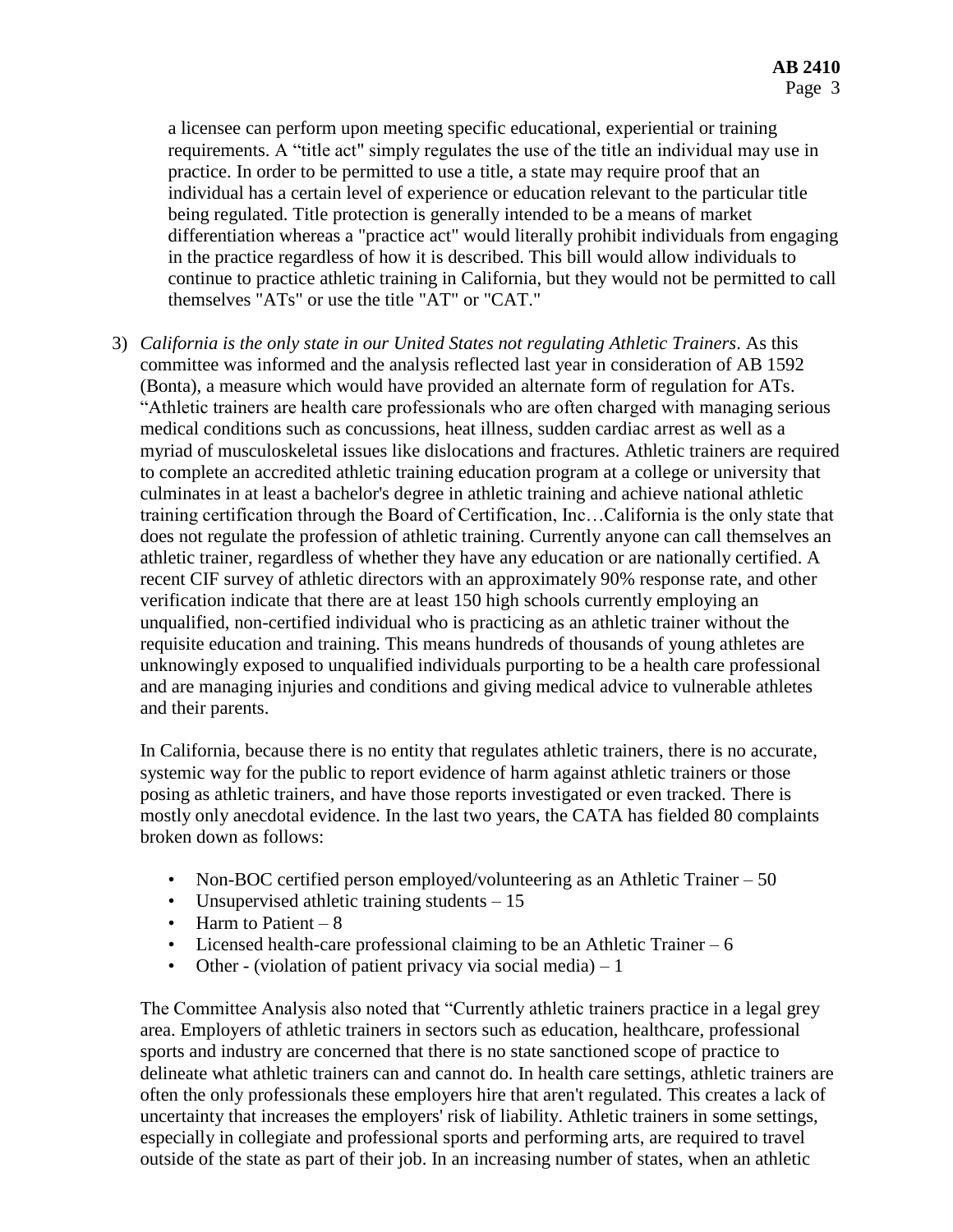a licensee can perform upon meeting specific educational, experiential or training requirements. A "title act" simply regulates the use of the title an individual may use in practice. In order to be permitted to use a title, a state may require proof that an individual has a certain level of experience or education relevant to the particular title being regulated. Title protection is generally intended to be a means of market differentiation whereas a "practice act" would literally prohibit individuals from engaging in the practice regardless of how it is described. This bill would allow individuals to continue to practice athletic training in California, but they would not be permitted to call themselves "ATs" or use the title "AT" or "CAT."

3) *California is the only state in our United States not regulating Athletic Trainers*. As this committee was informed and the analysis reflected last year in consideration of AB 1592 (Bonta), a measure which would have provided an alternate form of regulation for ATs. "Athletic trainers are health care professionals who are often charged with managing serious medical conditions such as concussions, heat illness, sudden cardiac arrest as well as a myriad of musculoskeletal issues like dislocations and fractures. Athletic trainers are required to complete an accredited athletic training education program at a college or university that culminates in at least a bachelor's degree in athletic training and achieve national athletic training certification through the Board of Certification, Inc…California is the only state that does not regulate the profession of athletic training. Currently anyone can call themselves an athletic trainer, regardless of whether they have any education or are nationally certified. A recent CIF survey of athletic directors with an approximately 90% response rate, and other verification indicate that there are at least 150 high schools currently employing an unqualified, non-certified individual who is practicing as an athletic trainer without the requisite education and training. This means hundreds of thousands of young athletes are unknowingly exposed to unqualified individuals purporting to be a health care professional and are managing injuries and conditions and giving medical advice to vulnerable athletes and their parents.

   In California, because there is no entity that regulates athletic trainers, there is no accurate, systemic way for the public to report evidence of harm against athletic trainers or those posing as athletic trainers, and have those reports investigated or even tracked. There is mostly only anecdotal evidence. In the last two years, the CATA has fielded 80 complaints broken down as follows:

   - Non-BOC certified person employed/volunteering as an Athletic Trainer – 50
   - Unsupervised athletic training students – 15
   - Harm to Patient – 8
   - Licensed health-care professional claiming to be an Athletic Trainer – 6
   - Other - (violation of patient privacy via social media) – 1

   The Committee Analysis also noted that "Currently athletic trainers practice in a legal grey area. Employers of athletic trainers in sectors such as education, healthcare, professional sports and industry are concerned that there is no state sanctioned scope of practice to delineate what athletic trainers can and cannot do. In health care settings, athletic trainers are often the only professionals these employers hire that aren't regulated. This creates a lack of uncertainty that increases the employers' risk of liability. Athletic trainers in some settings, especially in collegiate and professional sports and performing arts, are required to travel outside of the state as part of their job. In an increasing number of states, when an athletic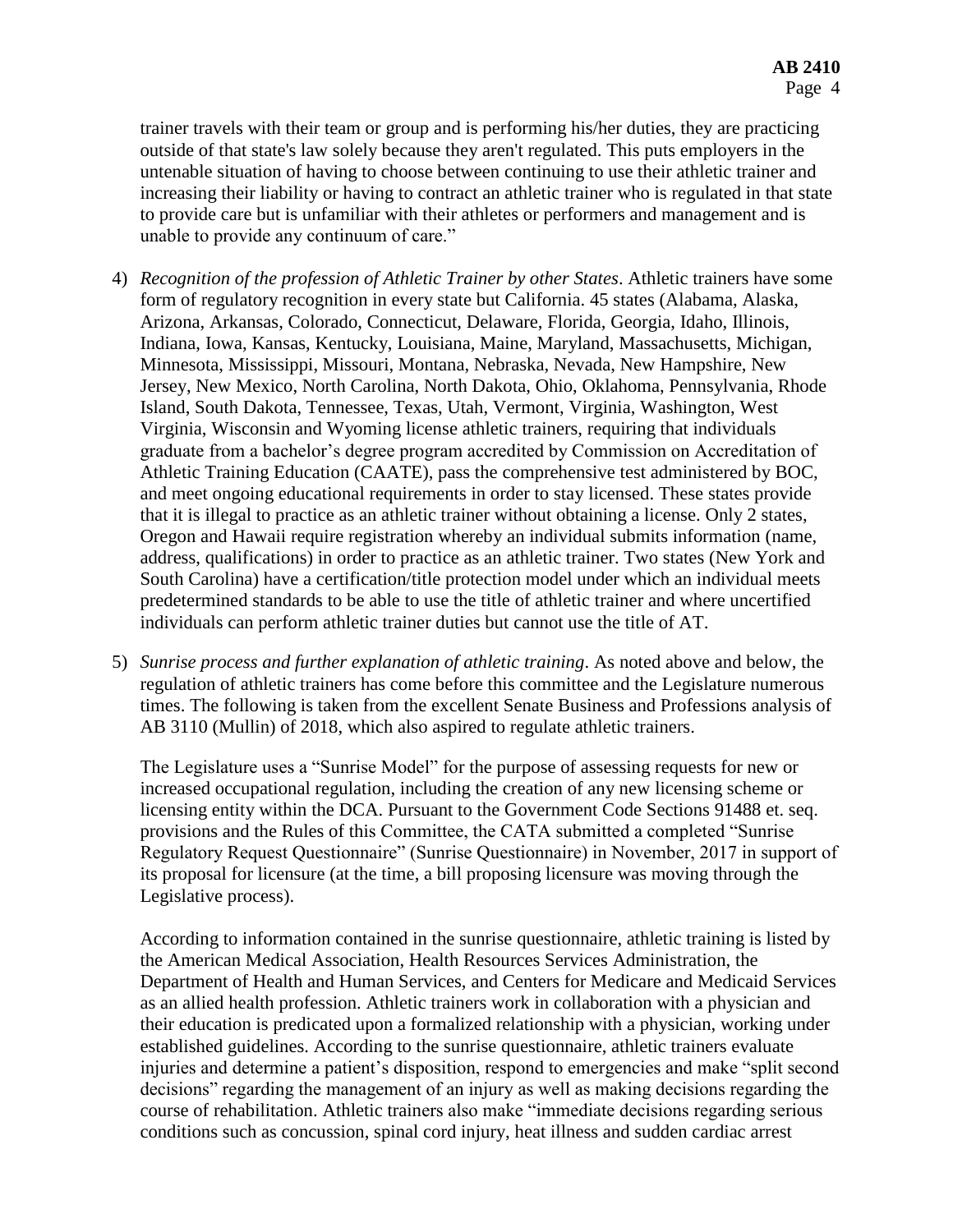trainer travels with their team or group and is performing his/her duties, they are practicing outside of that state's law solely because they aren't regulated. This puts employers in the untenable situation of having to choose between continuing to use their athletic trainer and increasing their liability or having to contract an athletic trainer who is regulated in that state to provide care but is unfamiliar with their athletes or performers and management and is unable to provide any continuum of care."

4) *Recognition of the profession of Athletic Trainer by other States*. Athletic trainers have some form of regulatory recognition in every state but California. 45 states (Alabama, Alaska, Arizona, Arkansas, Colorado, Connecticut, Delaware, Florida, Georgia, Idaho, Illinois, Indiana, Iowa, Kansas, Kentucky, Louisiana, Maine, Maryland, Massachusetts, Michigan, Minnesota, Mississippi, Missouri, Montana, Nebraska, Nevada, New Hampshire, New Jersey, New Mexico, North Carolina, North Dakota, Ohio, Oklahoma, Pennsylvania, Rhode Island, South Dakota, Tennessee, Texas, Utah, Vermont, Virginia, Washington, West Virginia, Wisconsin and Wyoming license athletic trainers, requiring that individuals graduate from a bachelor's degree program accredited by Commission on Accreditation of Athletic Training Education (CAATE), pass the comprehensive test administered by BOC, and meet ongoing educational requirements in order to stay licensed. These states provide that it is illegal to practice as an athletic trainer without obtaining a license. Only 2 states, Oregon and Hawaii require registration whereby an individual submits information (name, address, qualifications) in order to practice as an athletic trainer. Two states (New York and South Carolina) have a certification/title protection model under which an individual meets predetermined standards to be able to use the title of athletic trainer and where uncertified individuals can perform athletic trainer duties but cannot use the title of AT.

5) *Sunrise process and further explanation of athletic training*. As noted above and below, the regulation of athletic trainers has come before this committee and the Legislature numerous times. The following is taken from the excellent Senate Business and Professions analysis of AB 3110 (Mullin) of 2018, which also aspired to regulate athletic trainers.

   The Legislature uses a "Sunrise Model" for the purpose of assessing requests for new or increased occupational regulation, including the creation of any new licensing scheme or licensing entity within the DCA. Pursuant to the Government Code Sections 91488 et. seq. provisions and the Rules of this Committee, the CATA submitted a completed "Sunrise Regulatory Request Questionnaire" (Sunrise Questionnaire) in November, 2017 in support of its proposal for licensure (at the time, a bill proposing licensure was moving through the Legislative process).

   According to information contained in the sunrise questionnaire, athletic training is listed by the American Medical Association, Health Resources Services Administration, the Department of Health and Human Services, and Centers for Medicare and Medicaid Services as an allied health profession. Athletic trainers work in collaboration with a physician and their education is predicated upon a formalized relationship with a physician, working under established guidelines. According to the sunrise questionnaire, athletic trainers evaluate injuries and determine a patient's disposition, respond to emergencies and make "split second decisions" regarding the management of an injury as well as making decisions regarding the course of rehabilitation. Athletic trainers also make "immediate decisions regarding serious conditions such as concussion, spinal cord injury, heat illness and sudden cardiac arrest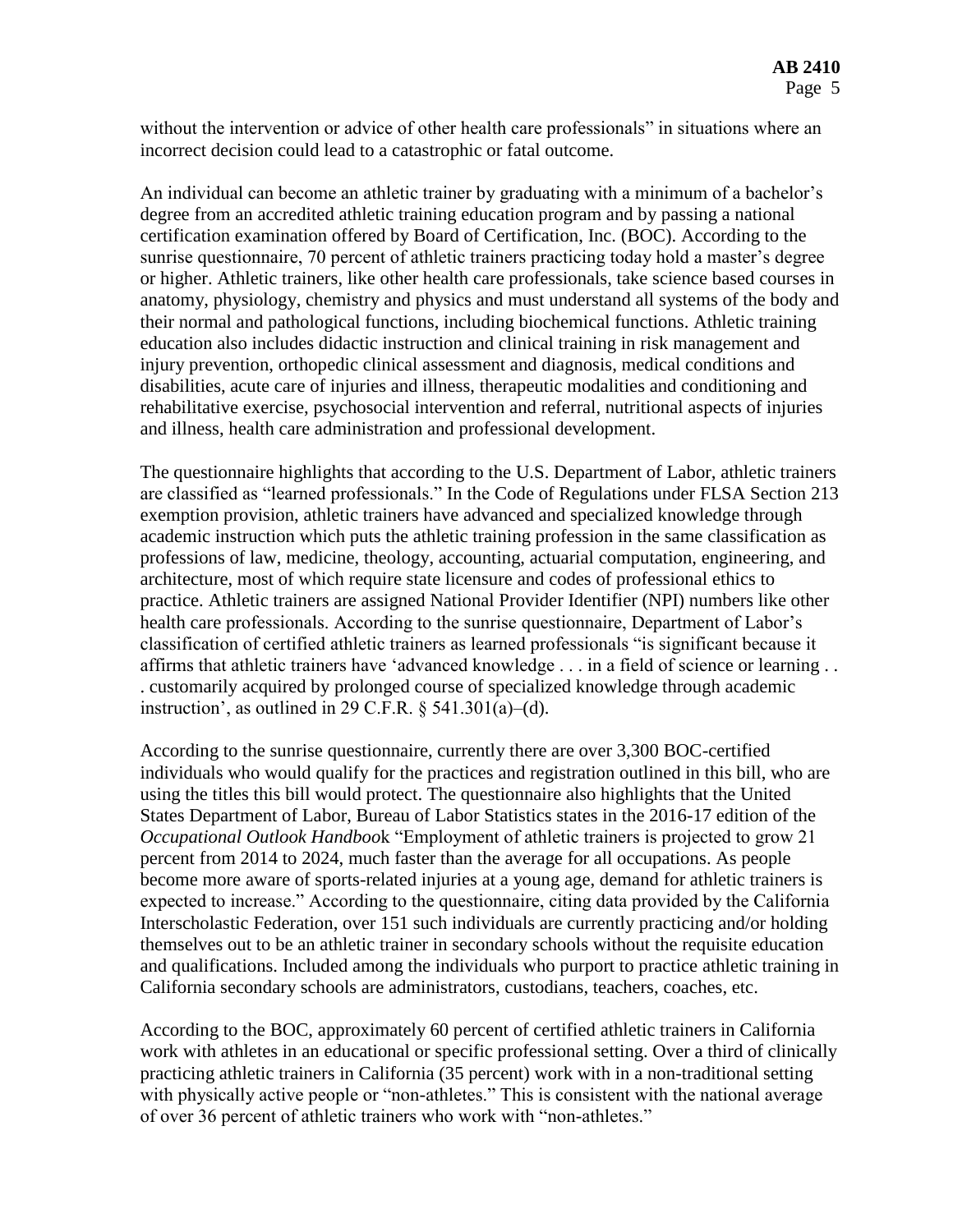without the intervention or advice of other health care professionals" in situations where an incorrect decision could lead to a catastrophic or fatal outcome.

An individual can become an athletic trainer by graduating with a minimum of a bachelor's degree from an accredited athletic training education program and by passing a national certification examination offered by Board of Certification, Inc. (BOC). According to the sunrise questionnaire, 70 percent of athletic trainers practicing today hold a master's degree or higher. Athletic trainers, like other health care professionals, take science based courses in anatomy, physiology, chemistry and physics and must understand all systems of the body and their normal and pathological functions, including biochemical functions. Athletic training education also includes didactic instruction and clinical training in risk management and injury prevention, orthopedic clinical assessment and diagnosis, medical conditions and disabilities, acute care of injuries and illness, therapeutic modalities and conditioning and rehabilitative exercise, psychosocial intervention and referral, nutritional aspects of injuries and illness, health care administration and professional development.

The questionnaire highlights that according to the U.S. Department of Labor, athletic trainers are classified as "learned professionals." In the Code of Regulations under FLSA Section 213 exemption provision, athletic trainers have advanced and specialized knowledge through academic instruction which puts the athletic training profession in the same classification as professions of law, medicine, theology, accounting, actuarial computation, engineering, and architecture, most of which require state licensure and codes of professional ethics to practice. Athletic trainers are assigned National Provider Identifier (NPI) numbers like other health care professionals. According to the sunrise questionnaire, Department of Labor's classification of certified athletic trainers as learned professionals "is significant because it affirms that athletic trainers have 'advanced knowledge . . . in a field of science or learning . . . customarily acquired by prolonged course of specialized knowledge through academic instruction', as outlined in 29 C.F.R. § 541.301(a)–(d).

According to the sunrise questionnaire, currently there are over 3,300 BOC-certified individuals who would qualify for the practices and registration outlined in this bill, who are using the titles this bill would protect. The questionnaire also highlights that the United States Department of Labor, Bureau of Labor Statistics states in the 2016-17 edition of the *Occupational Outlook Handbook* "Employment of athletic trainers is projected to grow 21 percent from 2014 to 2024, much faster than the average for all occupations. As people become more aware of sports-related injuries at a young age, demand for athletic trainers is expected to increase." According to the questionnaire, citing data provided by the California Interscholastic Federation, over 151 such individuals are currently practicing and/or holding themselves out to be an athletic trainer in secondary schools without the requisite education and qualifications. Included among the individuals who purport to practice athletic training in California secondary schools are administrators, custodians, teachers, coaches, etc.

According to the BOC, approximately 60 percent of certified athletic trainers in California work with athletes in an educational or specific professional setting. Over a third of clinically practicing athletic trainers in California (35 percent) work with in a non-traditional setting with physically active people or "non-athletes." This is consistent with the national average of over 36 percent of athletic trainers who work with "non-athletes."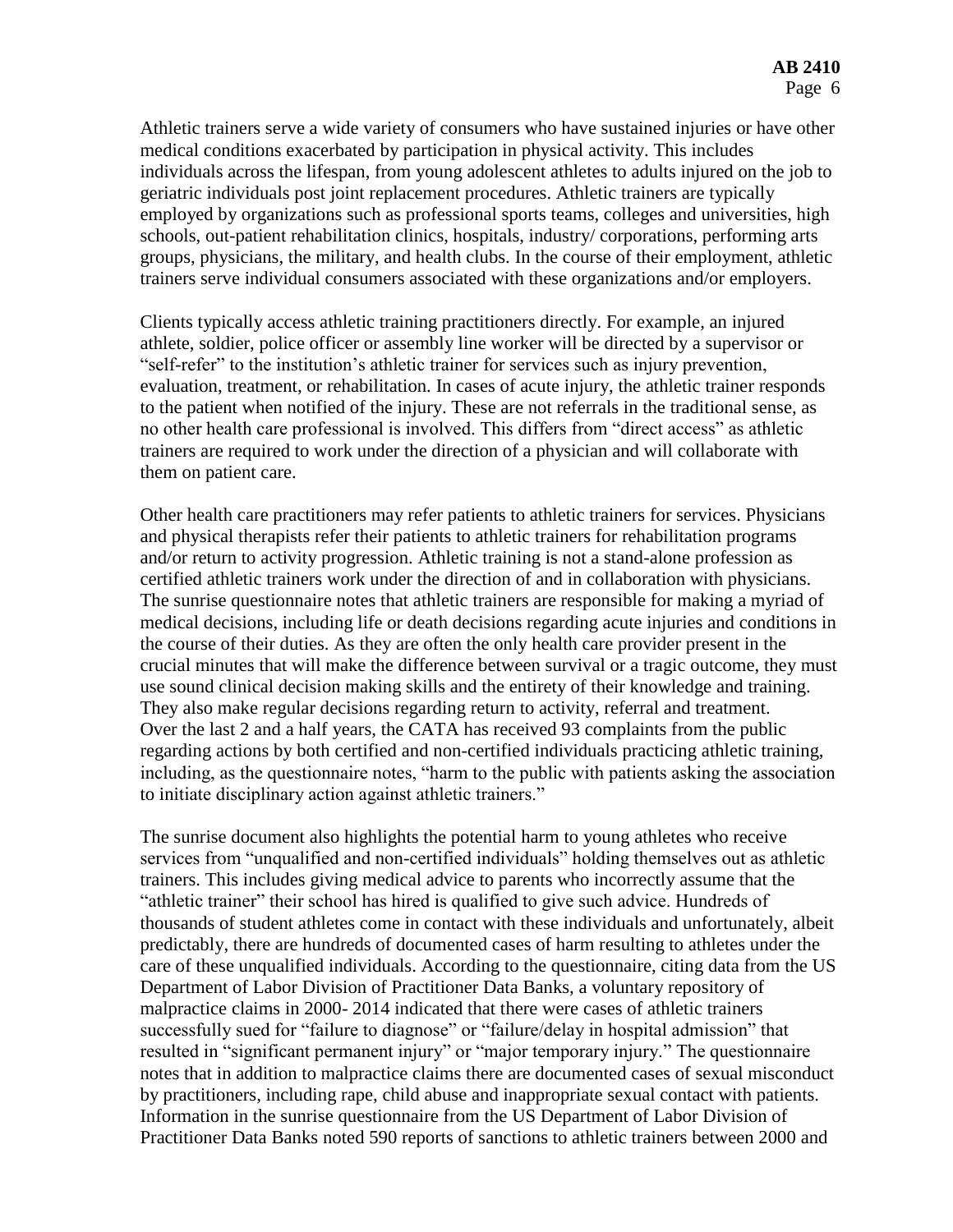Athletic trainers serve a wide variety of consumers who have sustained injuries or have other medical conditions exacerbated by participation in physical activity. This includes individuals across the lifespan, from young adolescent athletes to adults injured on the job to geriatric individuals post joint replacement procedures. Athletic trainers are typically employed by organizations such as professional sports teams, colleges and universities, high schools, out-patient rehabilitation clinics, hospitals, industry/ corporations, performing arts groups, physicians, the military, and health clubs. In the course of their employment, athletic trainers serve individual consumers associated with these organizations and/or employers.

Clients typically access athletic training practitioners directly. For example, an injured athlete, soldier, police officer or assembly line worker will be directed by a supervisor or "self-refer" to the institution's athletic trainer for services such as injury prevention, evaluation, treatment, or rehabilitation. In cases of acute injury, the athletic trainer responds to the patient when notified of the injury. These are not referrals in the traditional sense, as no other health care professional is involved. This differs from "direct access" as athletic trainers are required to work under the direction of a physician and will collaborate with them on patient care.

Other health care practitioners may refer patients to athletic trainers for services. Physicians and physical therapists refer their patients to athletic trainers for rehabilitation programs and/or return to activity progression. Athletic training is not a stand-alone profession as certified athletic trainers work under the direction of and in collaboration with physicians. The sunrise questionnaire notes that athletic trainers are responsible for making a myriad of medical decisions, including life or death decisions regarding acute injuries and conditions in the course of their duties. As they are often the only health care provider present in the crucial minutes that will make the difference between survival or a tragic outcome, they must use sound clinical decision making skills and the entirety of their knowledge and training. They also make regular decisions regarding return to activity, referral and treatment. Over the last 2 and a half years, the CATA has received 93 complaints from the public regarding actions by both certified and non-certified individuals practicing athletic training, including, as the questionnaire notes, "harm to the public with patients asking the association to initiate disciplinary action against athletic trainers."

The sunrise document also highlights the potential harm to young athletes who receive services from "unqualified and non-certified individuals" holding themselves out as athletic trainers. This includes giving medical advice to parents who incorrectly assume that the "athletic trainer" their school has hired is qualified to give such advice. Hundreds of thousands of student athletes come in contact with these individuals and unfortunately, albeit predictably, there are hundreds of documented cases of harm resulting to athletes under the care of these unqualified individuals. According to the questionnaire, citing data from the US Department of Labor Division of Practitioner Data Banks, a voluntary repository of malpractice claims in 2000- 2014 indicated that there were cases of athletic trainers successfully sued for "failure to diagnose" or "failure/delay in hospital admission" that resulted in "significant permanent injury" or "major temporary injury." The questionnaire notes that in addition to malpractice claims there are documented cases of sexual misconduct by practitioners, including rape, child abuse and inappropriate sexual contact with patients. Information in the sunrise questionnaire from the US Department of Labor Division of Practitioner Data Banks noted 590 reports of sanctions to athletic trainers between 2000 and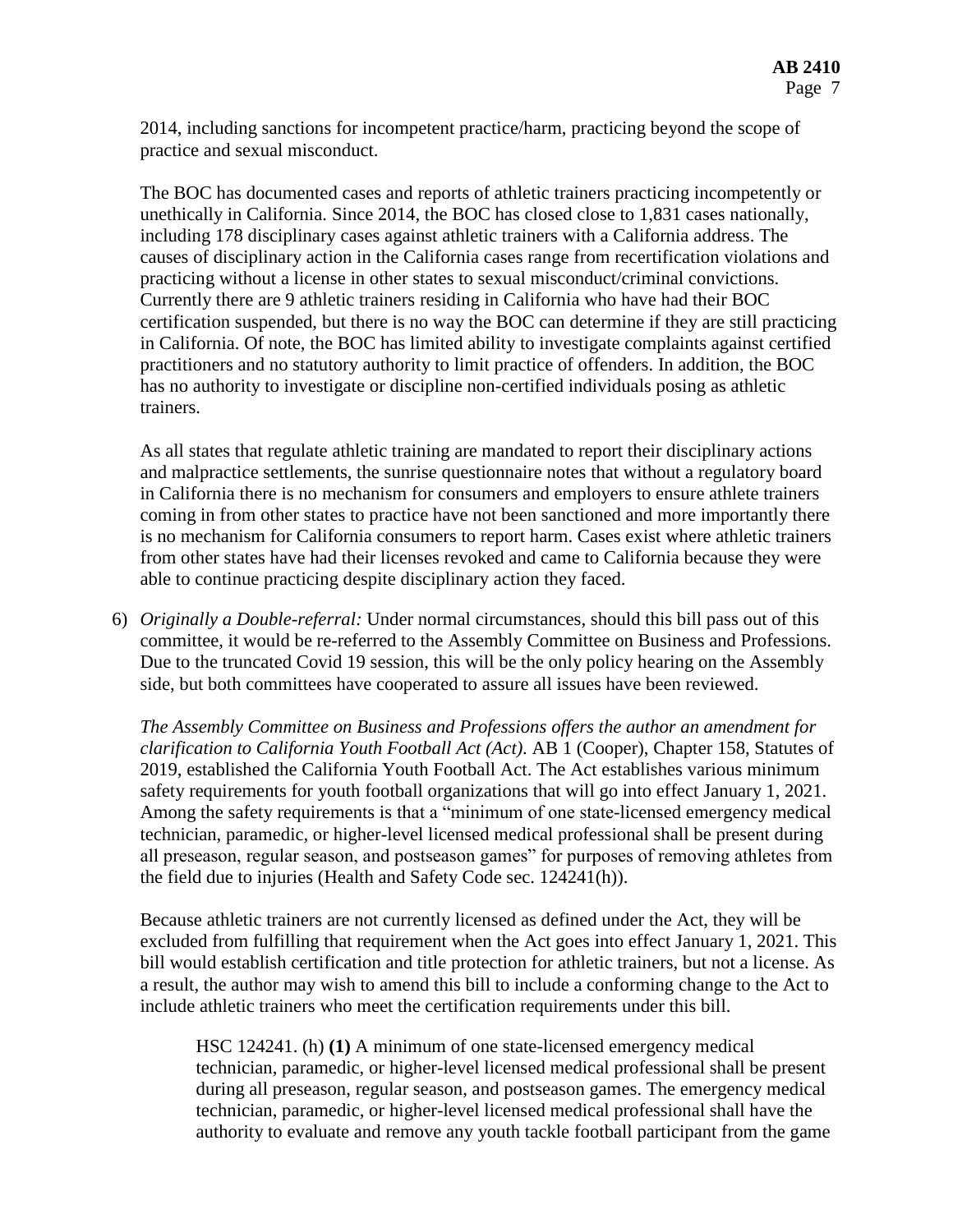2014, including sanctions for incompetent practice/harm, practicing beyond the scope of practice and sexual misconduct.

The BOC has documented cases and reports of athletic trainers practicing incompetently or unethically in California. Since 2014, the BOC has closed close to 1,831 cases nationally, including 178 disciplinary cases against athletic trainers with a California address. The causes of disciplinary action in the California cases range from recertification violations and practicing without a license in other states to sexual misconduct/criminal convictions. Currently there are 9 athletic trainers residing in California who have had their BOC certification suspended, but there is no way the BOC can determine if they are still practicing in California. Of note, the BOC has limited ability to investigate complaints against certified practitioners and no statutory authority to limit practice of offenders. In addition, the BOC has no authority to investigate or discipline non-certified individuals posing as athletic trainers.

As all states that regulate athletic training are mandated to report their disciplinary actions and malpractice settlements, the sunrise questionnaire notes that without a regulatory board in California there is no mechanism for consumers and employers to ensure athlete trainers coming in from other states to practice have not been sanctioned and more importantly there is no mechanism for California consumers to report harm. Cases exist where athletic trainers from other states have had their licenses revoked and came to California because they were able to continue practicing despite disciplinary action they faced.

6) *Originally a Double-referral:* Under normal circumstances, should this bill pass out of this committee, it would be re-referred to the Assembly Committee on Business and Professions. Due to the truncated Covid 19 session, this will be the only policy hearing on the Assembly side, but both committees have cooperated to assure all issues have been reviewed.

   *The Assembly Committee on Business and Professions offers the author an amendment for clarification to California Youth Football Act (Act).* AB 1 (Cooper), Chapter 158, Statutes of 2019, established the California Youth Football Act. The Act establishes various minimum safety requirements for youth football organizations that will go into effect January 1, 2021. Among the safety requirements is that a "minimum of one state-licensed emergency medical technician, paramedic, or higher-level licensed medical professional shall be present during all preseason, regular season, and postseason games" for purposes of removing athletes from the field due to injuries (Health and Safety Code sec. 124241(h)).

   Because athletic trainers are not currently licensed as defined under the Act, they will be excluded from fulfilling that requirement when the Act goes into effect January 1, 2021. This bill would establish certification and title protection for athletic trainers, but not a license. As a result, the author may wish to amend this bill to include a conforming change to the Act to include athletic trainers who meet the certification requirements under this bill.

   > HSC 124241. (h) **(1)** A minimum of one state-licensed emergency medical technician, paramedic, or higher-level licensed medical professional shall be present during all preseason, regular season, and postseason games. The emergency medical technician, paramedic, or higher-level licensed medical professional shall have the authority to evaluate and remove any youth tackle football participant from the game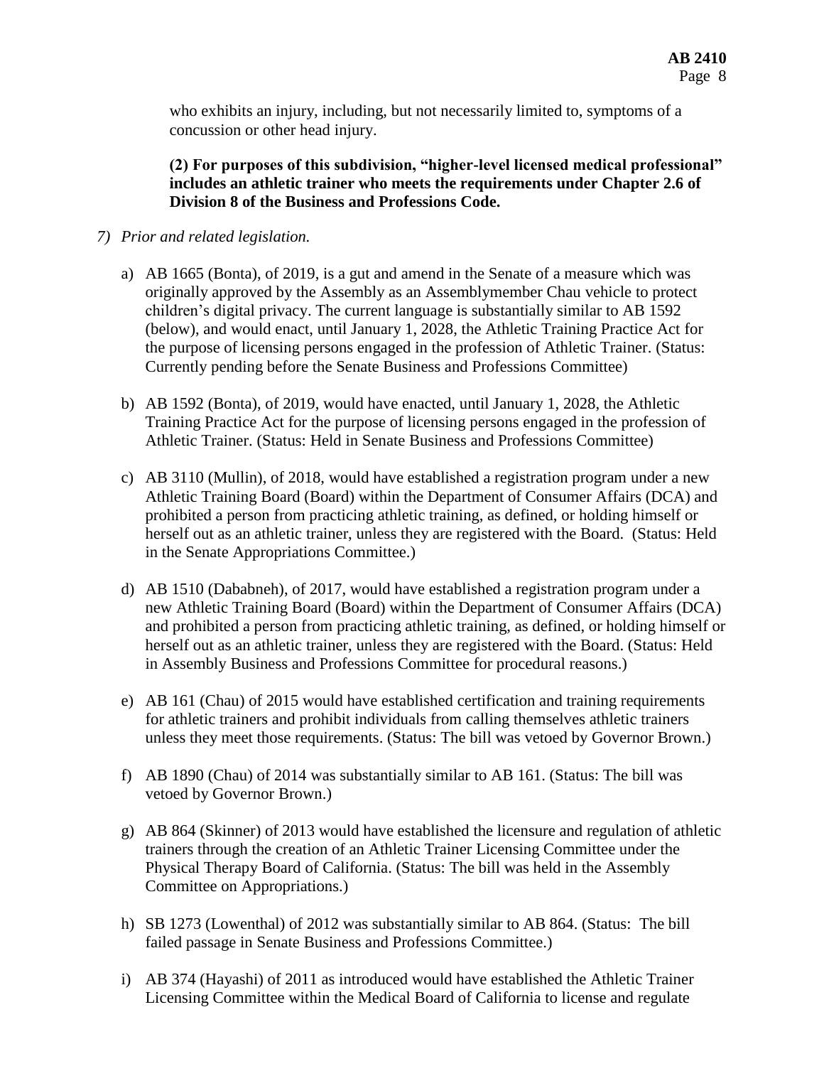who exhibits an injury, including, but not necessarily limited to, symptoms of a concussion or other head injury.

**(2) For purposes of this subdivision, "higher-level licensed medical professional" includes an athletic trainer who meets the requirements under Chapter 2.6 of Division 8 of the Business and Professions Code.**

7) *Prior and related legislation.*

   a) AB 1665 (Bonta), of 2019, is a gut and amend in the Senate of a measure which was originally approved by the Assembly as an Assemblymember Chau vehicle to protect children's digital privacy. The current language is substantially similar to AB 1592 (below), and would enact, until January 1, 2028, the Athletic Training Practice Act for the purpose of licensing persons engaged in the profession of Athletic Trainer. (Status: Currently pending before the Senate Business and Professions Committee)

   b) AB 1592 (Bonta), of 2019, would have enacted, until January 1, 2028, the Athletic Training Practice Act for the purpose of licensing persons engaged in the profession of Athletic Trainer. (Status: Held in Senate Business and Professions Committee)

   c) AB 3110 (Mullin), of 2018, would have established a registration program under a new Athletic Training Board (Board) within the Department of Consumer Affairs (DCA) and prohibited a person from practicing athletic training, as defined, or holding himself or herself out as an athletic trainer, unless they are registered with the Board. (Status: Held in the Senate Appropriations Committee.)

   d) AB 1510 (Dababneh), of 2017, would have established a registration program under a new Athletic Training Board (Board) within the Department of Consumer Affairs (DCA) and prohibited a person from practicing athletic training, as defined, or holding himself or herself out as an athletic trainer, unless they are registered with the Board. (Status: Held in Assembly Business and Professions Committee for procedural reasons.)

   e) AB 161 (Chau) of 2015 would have established certification and training requirements for athletic trainers and prohibit individuals from calling themselves athletic trainers unless they meet those requirements. (Status: The bill was vetoed by Governor Brown.)

   f) AB 1890 (Chau) of 2014 was substantially similar to AB 161. (Status: The bill was vetoed by Governor Brown.)

   g) AB 864 (Skinner) of 2013 would have established the licensure and regulation of athletic trainers through the creation of an Athletic Trainer Licensing Committee under the Physical Therapy Board of California. (Status: The bill was held in the Assembly Committee on Appropriations.)

   h) SB 1273 (Lowenthal) of 2012 was substantially similar to AB 864. (Status: The bill failed passage in Senate Business and Professions Committee.)

   i) AB 374 (Hayashi) of 2011 as introduced would have established the Athletic Trainer Licensing Committee within the Medical Board of California to license and regulate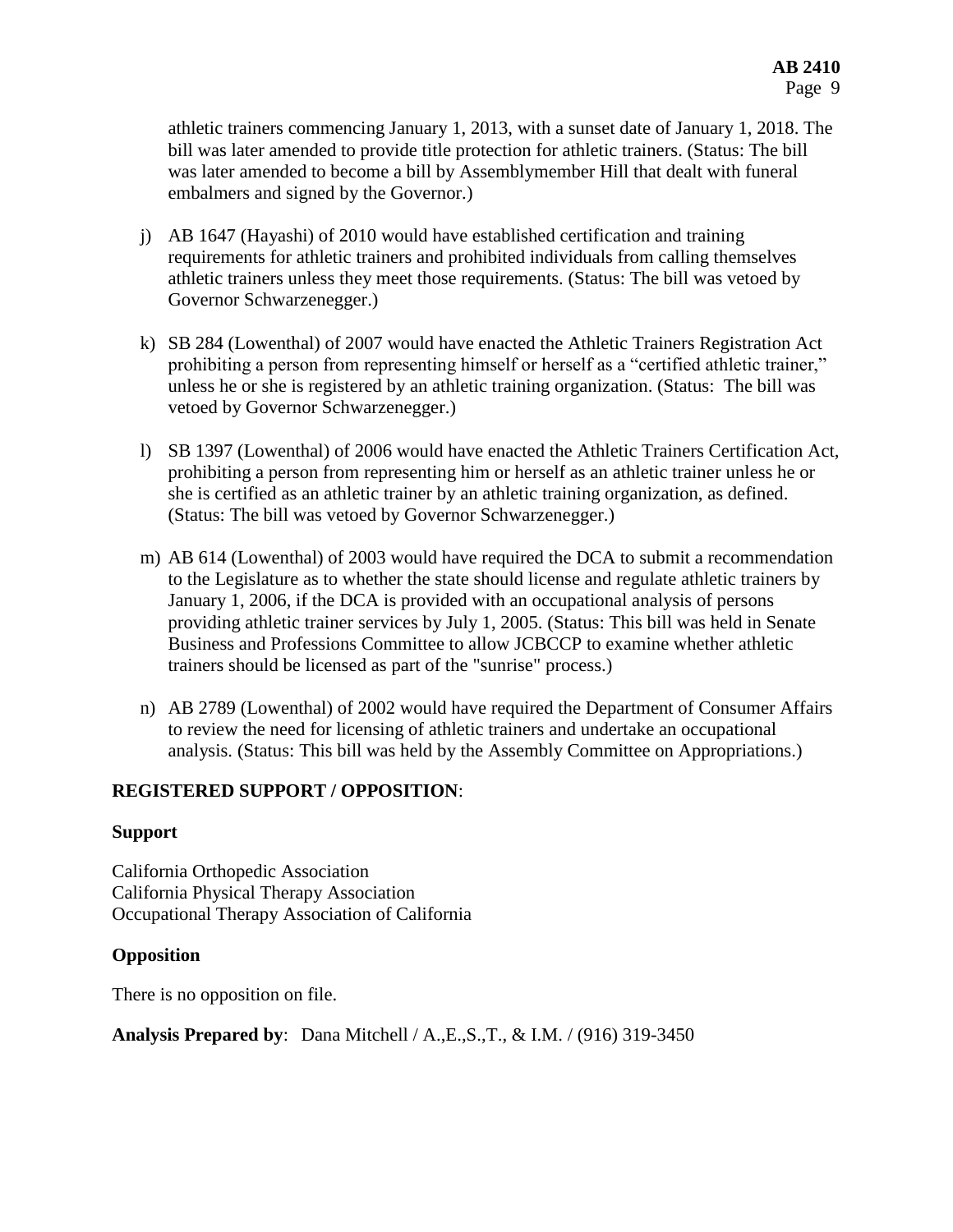athletic trainers commencing January 1, 2013, with a sunset date of January 1, 2018. The bill was later amended to provide title protection for athletic trainers. (Status: The bill was later amended to become a bill by Assemblymember Hill that dealt with funeral embalmers and signed by the Governor.)

j) AB 1647 (Hayashi) of 2010 would have established certification and training requirements for athletic trainers and prohibited individuals from calling themselves athletic trainers unless they meet those requirements. (Status: The bill was vetoed by Governor Schwarzenegger.)

k) SB 284 (Lowenthal) of 2007 would have enacted the Athletic Trainers Registration Act prohibiting a person from representing himself or herself as a "certified athletic trainer," unless he or she is registered by an athletic training organization. (Status: The bill was vetoed by Governor Schwarzenegger.)

l) SB 1397 (Lowenthal) of 2006 would have enacted the Athletic Trainers Certification Act, prohibiting a person from representing him or herself as an athletic trainer unless he or she is certified as an athletic trainer by an athletic training organization, as defined. (Status: The bill was vetoed by Governor Schwarzenegger.)

m) AB 614 (Lowenthal) of 2003 would have required the DCA to submit a recommendation to the Legislature as to whether the state should license and regulate athletic trainers by January 1, 2006, if the DCA is provided with an occupational analysis of persons providing athletic trainer services by July 1, 2005. (Status: This bill was held in Senate Business and Professions Committee to allow JCBCCP to examine whether athletic trainers should be licensed as part of the "sunrise" process.)

n) AB 2789 (Lowenthal) of 2002 would have required the Department of Consumer Affairs to review the need for licensing of athletic trainers and undertake an occupational analysis. (Status: This bill was held by the Assembly Committee on Appropriations.)

**REGISTERED SUPPORT / OPPOSITION**:

**Support**

California Orthopedic Association
California Physical Therapy Association
Occupational Therapy Association of California

**Opposition**

There is no opposition on file.

**Analysis Prepared by**: Dana Mitchell / A.,E.,S.,T., & I.M. / (916) 319-3450